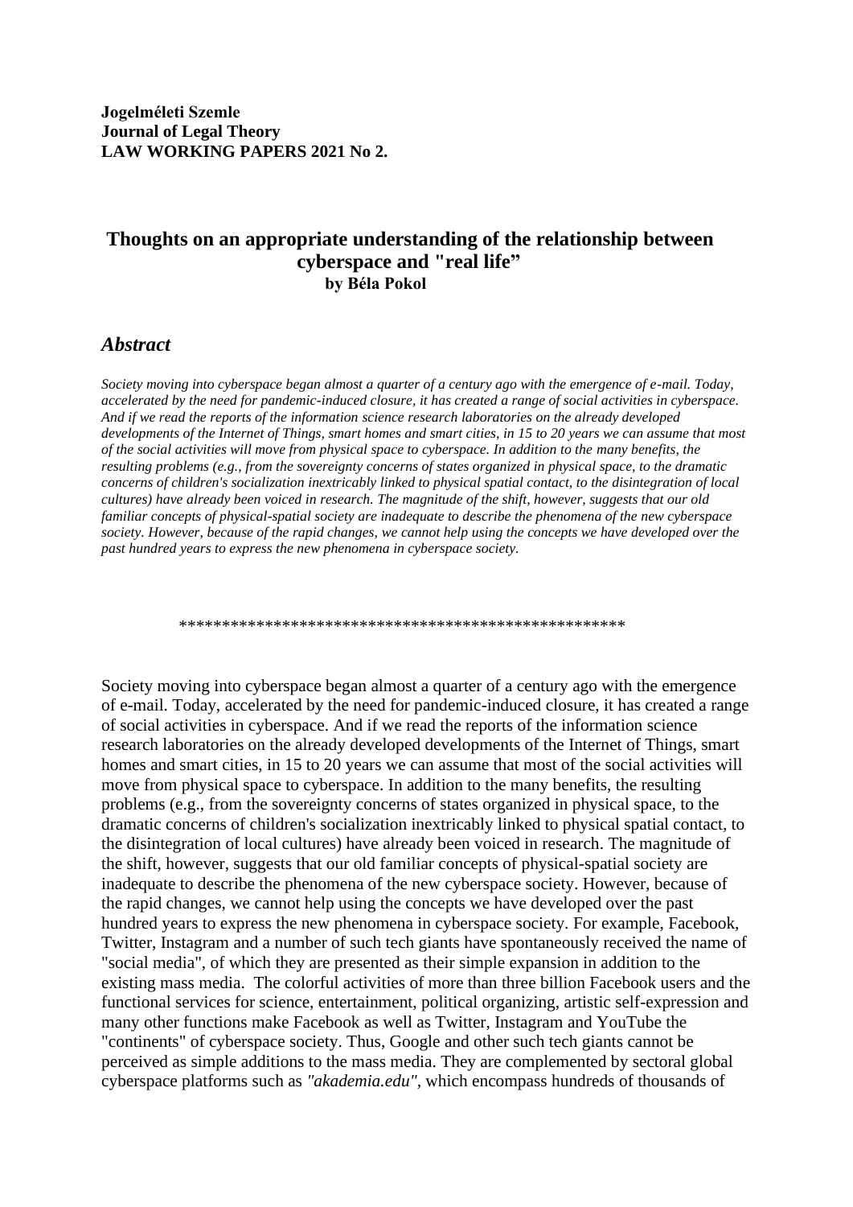**Jogelméleti Szemle**
**Journal of Legal Theory**
**LAW WORKING PAPERS 2021 No 2.**

# Thoughts on an appropriate understanding of the relationship between cyberspace and "real life"

**by Béla Pokol**

## *Abstract*

*Society moving into cyberspace began almost a quarter of a century ago with the emergence of e-mail. Today, accelerated by the need for pandemic-induced closure, it has created a range of social activities in cyberspace. And if we read the reports of the information science research laboratories on the already developed developments of the Internet of Things, smart homes and smart cities, in 15 to 20 years we can assume that most of the social activities will move from physical space to cyberspace. In addition to the many benefits, the resulting problems (e.g., from the sovereignty concerns of states organized in physical space, to the dramatic concerns of children's socialization inextricably linked to physical spatial contact, to the disintegration of local cultures) have already been voiced in research. The magnitude of the shift, however, suggests that our old familiar concepts of physical-spatial society are inadequate to describe the phenomena of the new cyberspace society. However, because of the rapid changes, we cannot help using the concepts we have developed over the past hundred years to express the new phenomena in cyberspace society.*

****************************************************

Society moving into cyberspace began almost a quarter of a century ago with the emergence of e-mail. Today, accelerated by the need for pandemic-induced closure, it has created a range of social activities in cyberspace. And if we read the reports of the information science research laboratories on the already developed developments of the Internet of Things, smart homes and smart cities, in 15 to 20 years we can assume that most of the social activities will move from physical space to cyberspace. In addition to the many benefits, the resulting problems (e.g., from the sovereignty concerns of states organized in physical space, to the dramatic concerns of children's socialization inextricably linked to physical spatial contact, to the disintegration of local cultures) have already been voiced in research. The magnitude of the shift, however, suggests that our old familiar concepts of physical-spatial society are inadequate to describe the phenomena of the new cyberspace society. However, because of the rapid changes, we cannot help using the concepts we have developed over the past hundred years to express the new phenomena in cyberspace society. For example, Facebook, Twitter, Instagram and a number of such tech giants have spontaneously received the name of "social media", of which they are presented as their simple expansion in addition to the existing mass media. The colorful activities of more than three billion Facebook users and the functional services for science, entertainment, political organizing, artistic self-expression and many other functions make Facebook as well as Twitter, Instagram and YouTube the "continents" of cyberspace society. Thus, Google and other such tech giants cannot be perceived as simple additions to the mass media. They are complemented by sectoral global cyberspace platforms such as *"akademia.edu"*, which encompass hundreds of thousands of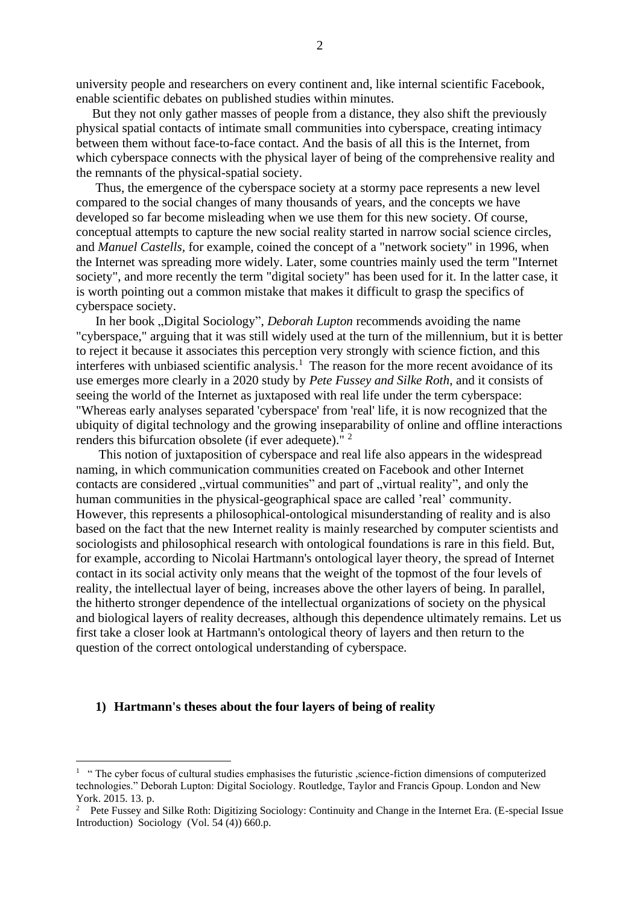university people and researchers on every continent and, like internal scientific Facebook, enable scientific debates on published studies within minutes.

But they not only gather masses of people from a distance, they also shift the previously physical spatial contacts of intimate small communities into cyberspace, creating intimacy between them without face-to-face contact. And the basis of all this is the Internet, from which cyberspace connects with the physical layer of being of the comprehensive reality and the remnants of the physical-spatial society.

Thus, the emergence of the cyberspace society at a stormy pace represents a new level compared to the social changes of many thousands of years, and the concepts we have developed so far become misleading when we use them for this new society. Of course, conceptual attempts to capture the new social reality started in narrow social science circles, and *Manuel Castells*, for example, coined the concept of a "network society" in 1996, when the Internet was spreading more widely. Later, some countries mainly used the term "Internet society", and more recently the term "digital society" has been used for it. In the latter case, it is worth pointing out a common mistake that makes it difficult to grasp the specifics of cyberspace society.

In her book „Digital Sociology", *Deborah Lupton* recommends avoiding the name "cyberspace," arguing that it was still widely used at the turn of the millennium, but it is better to reject it because it associates this perception very strongly with science fiction, and this interferes with unbiased scientific analysis.[1] The reason for the more recent avoidance of its use emerges more clearly in a 2020 study by *Pete Fussey and Silke Roth*, and it consists of seeing the world of the Internet as juxtaposed with real life under the term cyberspace: "Whereas early analyses separated 'cyberspace' from 'real' life, it is now recognized that the ubiquity of digital technology and the growing inseparability of online and offline interactions renders this bifurcation obsolete (if ever adequete)." [2]

This notion of juxtaposition of cyberspace and real life also appears in the widespread naming, in which communication communities created on Facebook and other Internet contacts are considered „virtual communities" and part of „virtual reality", and only the human communities in the physical-geographical space are called 'real' community. However, this represents a philosophical-ontological misunderstanding of reality and is also based on the fact that the new Internet reality is mainly researched by computer scientists and sociologists and philosophical research with ontological foundations is rare in this field. But, for example, according to Nicolai Hartmann's ontological layer theory, the spread of Internet contact in its social activity only means that the weight of the topmost of the four levels of reality, the intellectual layer of being, increases above the other layers of being. In parallel, the hitherto stronger dependence of the intellectual organizations of society on the physical and biological layers of reality decreases, although this dependence ultimately remains. Let us first take a closer look at Hartmann's ontological theory of layers and then return to the question of the correct ontological understanding of cyberspace.

## 1) Hartmann's theses about the four layers of being of reality

[1] " The cyber focus of cultural studies emphasises the futuristic ,science-fiction dimensions of computerized technologies." Deborah Lupton: Digital Sociology. Routledge, Taylor and Francis Gpoup. London and New York. 2015. 13. p.

[2] Pete Fussey and Silke Roth: Digitizing Sociology: Continuity and Change in the Internet Era. (E-special Issue Introduction) Sociology (Vol. 54 (4)) 660.p.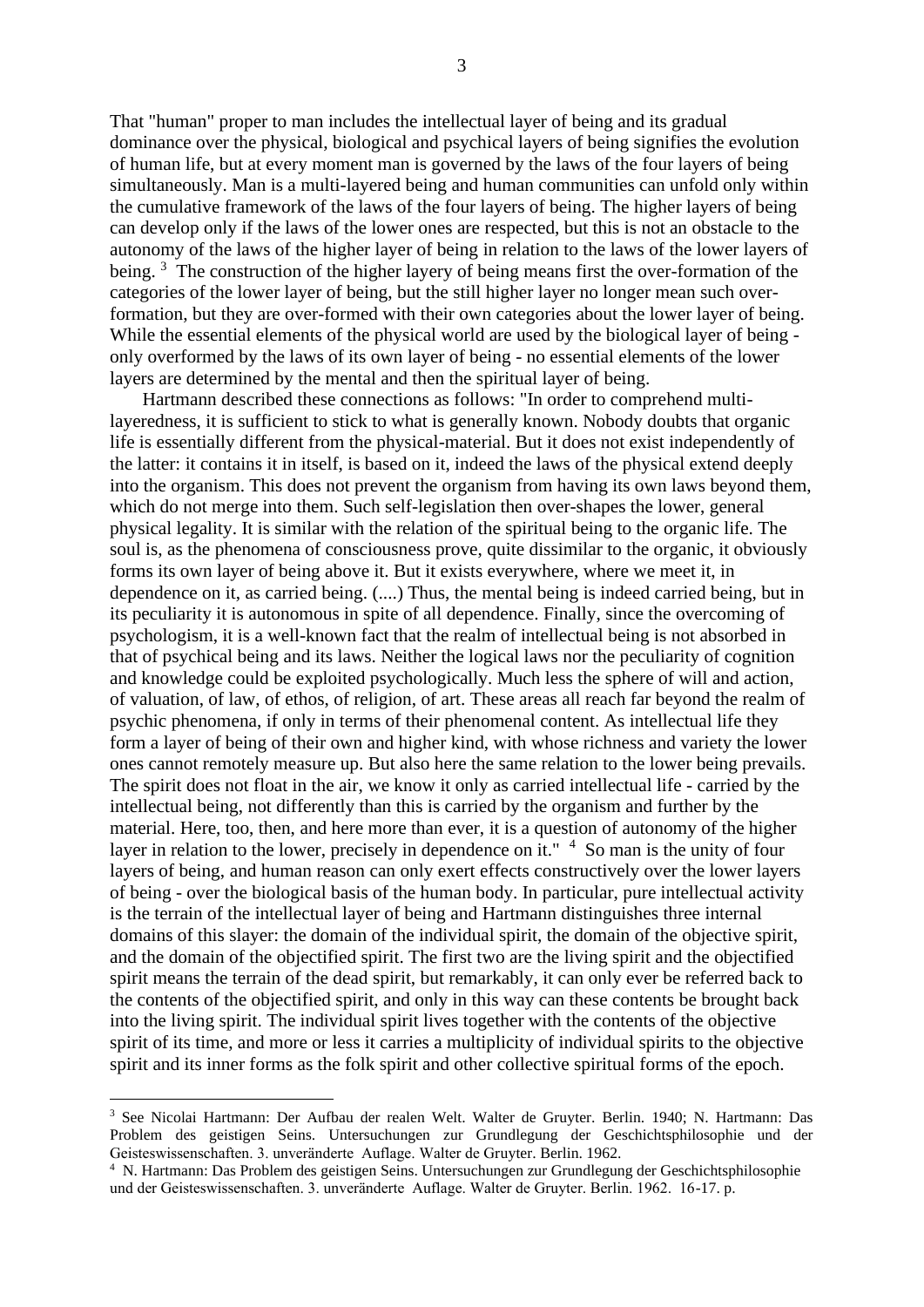That "human" proper to man includes the intellectual layer of being and its gradual dominance over the physical, biological and psychical layers of being signifies the evolution of human life, but at every moment man is governed by the laws of the four layers of being simultaneously. Man is a multi-layered being and human communities can unfold only within the cumulative framework of the laws of the four layers of being. The higher layers of being can develop only if the laws of the lower ones are respected, but this is not an obstacle to the autonomy of the laws of the higher layer of being in relation to the laws of the lower layers of being. [3] The construction of the higher layery of being means first the over-formation of the categories of the lower layer of being, but the still higher layer no longer mean such over-formation, but they are over-formed with their own categories about the lower layer of being. While the essential elements of the physical world are used by the biological layer of being - only overformed by the laws of its own layer of being - no essential elements of the lower layers are determined by the mental and then the spiritual layer of being.

Hartmann described these connections as follows: "In order to comprehend multi-layeredness, it is sufficient to stick to what is generally known. Nobody doubts that organic life is essentially different from the physical-material. But it does not exist independently of the latter: it contains it in itself, is based on it, indeed the laws of the physical extend deeply into the organism. This does not prevent the organism from having its own laws beyond them, which do not merge into them. Such self-legislation then over-shapes the lower, general physical legality. It is similar with the relation of the spiritual being to the organic life. The soul is, as the phenomena of consciousness prove, quite dissimilar to the organic, it obviously forms its own layer of being above it. But it exists everywhere, where we meet it, in dependence on it, as carried being. (....) Thus, the mental being is indeed carried being, but in its peculiarity it is autonomous in spite of all dependence. Finally, since the overcoming of psychologism, it is a well-known fact that the realm of intellectual being is not absorbed in that of psychical being and its laws. Neither the logical laws nor the peculiarity of cognition and knowledge could be exploited psychologically. Much less the sphere of will and action, of valuation, of law, of ethos, of religion, of art. These areas all reach far beyond the realm of psychic phenomena, if only in terms of their phenomenal content. As intellectual life they form a layer of being of their own and higher kind, with whose richness and variety the lower ones cannot remotely measure up. But also here the same relation to the lower being prevails. The spirit does not float in the air, we know it only as carried intellectual life - carried by the intellectual being, not differently than this is carried by the organism and further by the material. Here, too, then, and here more than ever, it is a question of autonomy of the higher layer in relation to the lower, precisely in dependence on it." [4] So man is the unity of four layers of being, and human reason can only exert effects constructively over the lower layers of being - over the biological basis of the human body. In particular, pure intellectual activity is the terrain of the intellectual layer of being and Hartmann distinguishes three internal domains of this slayer: the domain of the individual spirit, the domain of the objective spirit, and the domain of the objectified spirit. The first two are the living spirit and the objectified spirit means the terrain of the dead spirit, but remarkably, it can only ever be referred back to the contents of the objectified spirit, and only in this way can these contents be brought back into the living spirit. The individual spirit lives together with the contents of the objective spirit of its time, and more or less it carries a multiplicity of individual spirits to the objective spirit and its inner forms as the folk spirit and other collective spiritual forms of the epoch.

---

[3] See Nicolai Hartmann: Der Aufbau der realen Welt. Walter de Gruyter. Berlin. 1940; N. Hartmann: Das Problem des geistigen Seins. Untersuchungen zur Grundlegung der Geschichtsphilosophie und der Geisteswissenschaften. 3. unveränderte Auflage. Walter de Gruyter. Berlin. 1962.

[4] N. Hartmann: Das Problem des geistigen Seins. Untersuchungen zur Grundlegung der Geschichtsphilosophie und der Geisteswissenschaften. 3. unveränderte Auflage. Walter de Gruyter. Berlin. 1962. 16-17. p.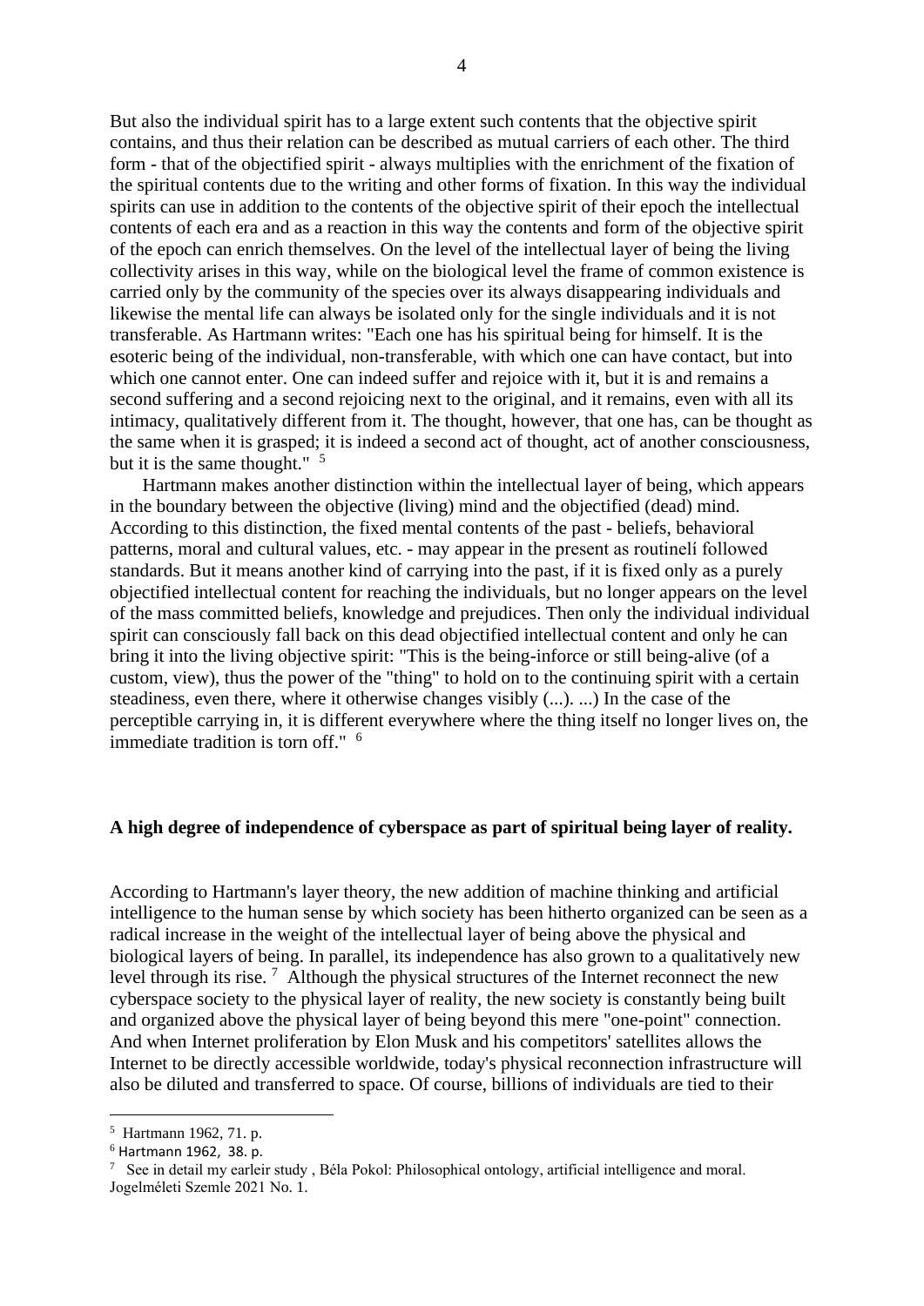But also the individual spirit has to a large extent such contents that the objective spirit contains, and thus their relation can be described as mutual carriers of each other. The third form - that of the objectified spirit - always multiplies with the enrichment of the fixation of the spiritual contents due to the writing and other forms of fixation. In this way the individual spirits can use in addition to the contents of the objective spirit of their epoch the intellectual contents of each era and as a reaction in this way the contents and form of the objective spirit of the epoch can enrich themselves. On the level of the intellectual layer of being the living collectivity arises in this way, while on the biological level the frame of common existence is carried only by the community of the species over its always disappearing individuals and likewise the mental life can always be isolated only for the single individuals and it is not transferable. As Hartmann writes: "Each one has his spiritual being for himself. It is the esoteric being of the individual, non-transferable, with which one can have contact, but into which one cannot enter. One can indeed suffer and rejoice with it, but it is and remains a second suffering and a second rejoicing next to the original, and it remains, even with all its intimacy, qualitatively different from it. The thought, however, that one has, can be thought as the same when it is grasped; it is indeed a second act of thought, act of another consciousness, but it is the same thought." [5]

Hartmann makes another distinction within the intellectual layer of being, which appears in the boundary between the objective (living) mind and the objectified (dead) mind. According to this distinction, the fixed mental contents of the past - beliefs, behavioral patterns, moral and cultural values, etc. - may appear in the present as routinelí followed standards. But it means another kind of carrying into the past, if it is fixed only as a purely objectified intellectual content for reaching the individuals, but no longer appears on the level of the mass committed beliefs, knowledge and prejudices. Then only the individual individual spirit can consciously fall back on this dead objectified intellectual content and only he can bring it into the living objective spirit: "This is the being-inforce or still being-alive (of a custom, view), thus the power of the "thing" to hold on to the continuing spirit with a certain steadiness, even there, where it otherwise changes visibly (...). ...) In the case of the perceptible carrying in, it is different everywhere where the thing itself no longer lives on, the immediate tradition is torn off." [6]

**A high degree of independence of cyberspace as part of spiritual being layer of reality.**

According to Hartmann's layer theory, the new addition of machine thinking and artificial intelligence to the human sense by which society has been hitherto organized can be seen as a radical increase in the weight of the intellectual layer of being above the physical and biological layers of being. In parallel, its independence has also grown to a qualitatively new level through its rise. [7] Although the physical structures of the Internet reconnect the new cyberspace society to the physical layer of reality, the new society is constantly being built and organized above the physical layer of being beyond this mere "one-point" connection. And when Internet proliferation by Elon Musk and his competitors' satellites allows the Internet to be directly accessible worldwide, today's physical reconnection infrastructure will also be diluted and transferred to space. Of course, billions of individuals are tied to their

---

[5] Hartmann 1962, 71. p.

[6] Hartmann 1962, 38. p.

[7] See in detail my earleir study , Béla Pokol: Philosophical ontology, artificial intelligence and moral. Jogelméleti Szemle 2021 No. 1.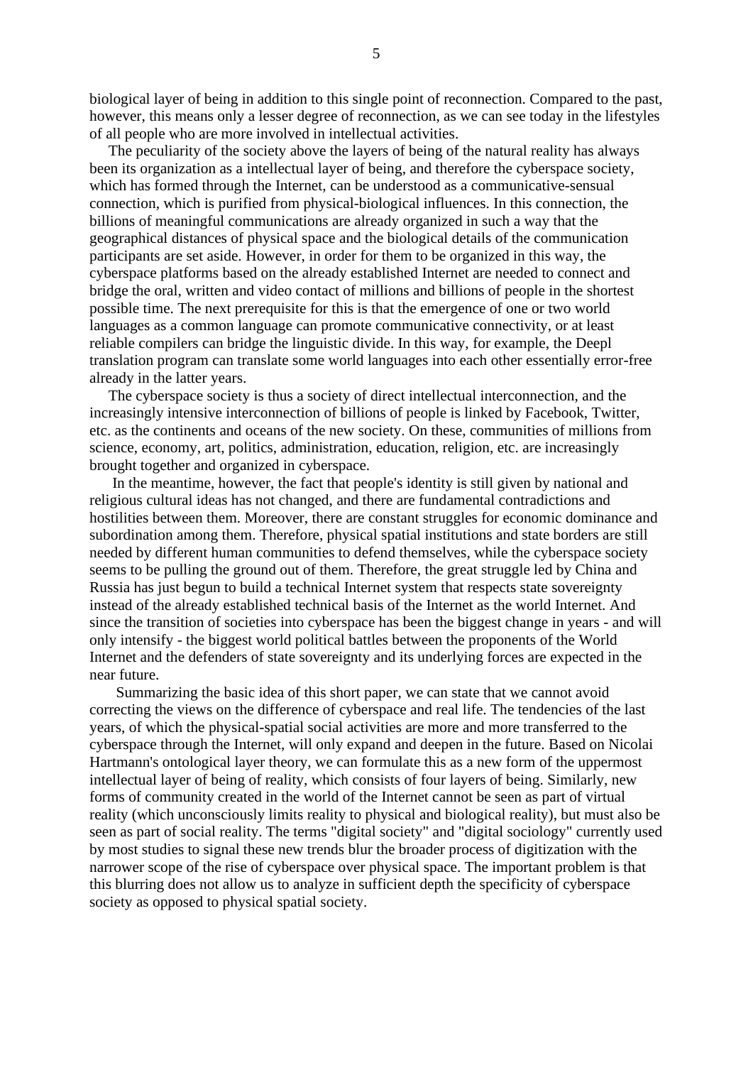biological layer of being in addition to this single point of reconnection. Compared to the past, however, this means only a lesser degree of reconnection, as we can see today in the lifestyles of all people who are more involved in intellectual activities.

The peculiarity of the society above the layers of being of the natural reality has always been its organization as a intellectual layer of being, and therefore the cyberspace society, which has formed through the Internet, can be understood as a communicative-sensual connection, which is purified from physical-biological influences. In this connection, the billions of meaningful communications are already organized in such a way that the geographical distances of physical space and the biological details of the communication participants are set aside. However, in order for them to be organized in this way, the cyberspace platforms based on the already established Internet are needed to connect and bridge the oral, written and video contact of millions and billions of people in the shortest possible time. The next prerequisite for this is that the emergence of one or two world languages as a common language can promote communicative connectivity, or at least reliable compilers can bridge the linguistic divide. In this way, for example, the Deepl translation program can translate some world languages into each other essentially error-free already in the latter years.

The cyberspace society is thus a society of direct intellectual interconnection, and the increasingly intensive interconnection of billions of people is linked by Facebook, Twitter, etc. as the continents and oceans of the new society. On these, communities of millions from science, economy, art, politics, administration, education, religion, etc. are increasingly brought together and organized in cyberspace.

In the meantime, however, the fact that people's identity is still given by national and religious cultural ideas has not changed, and there are fundamental contradictions and hostilities between them. Moreover, there are constant struggles for economic dominance and subordination among them. Therefore, physical spatial institutions and state borders are still needed by different human communities to defend themselves, while the cyberspace society seems to be pulling the ground out of them. Therefore, the great struggle led by China and Russia has just begun to build a technical Internet system that respects state sovereignty instead of the already established technical basis of the Internet as the world Internet. And since the transition of societies into cyberspace has been the biggest change in years - and will only intensify - the biggest world political battles between the proponents of the World Internet and the defenders of state sovereignty and its underlying forces are expected in the near future.

Summarizing the basic idea of this short paper, we can state that we cannot avoid correcting the views on the difference of cyberspace and real life. The tendencies of the last years, of which the physical-spatial social activities are more and more transferred to the cyberspace through the Internet, will only expand and deepen in the future. Based on Nicolai Hartmann's ontological layer theory, we can formulate this as a new form of the uppermost intellectual layer of being of reality, which consists of four layers of being. Similarly, new forms of community created in the world of the Internet cannot be seen as part of virtual reality (which unconsciously limits reality to physical and biological reality), but must also be seen as part of social reality. The terms "digital society" and "digital sociology" currently used by most studies to signal these new trends blur the broader process of digitization with the narrower scope of the rise of cyberspace over physical space. The important problem is that this blurring does not allow us to analyze in sufficient depth the specificity of cyberspace society as opposed to physical spatial society.